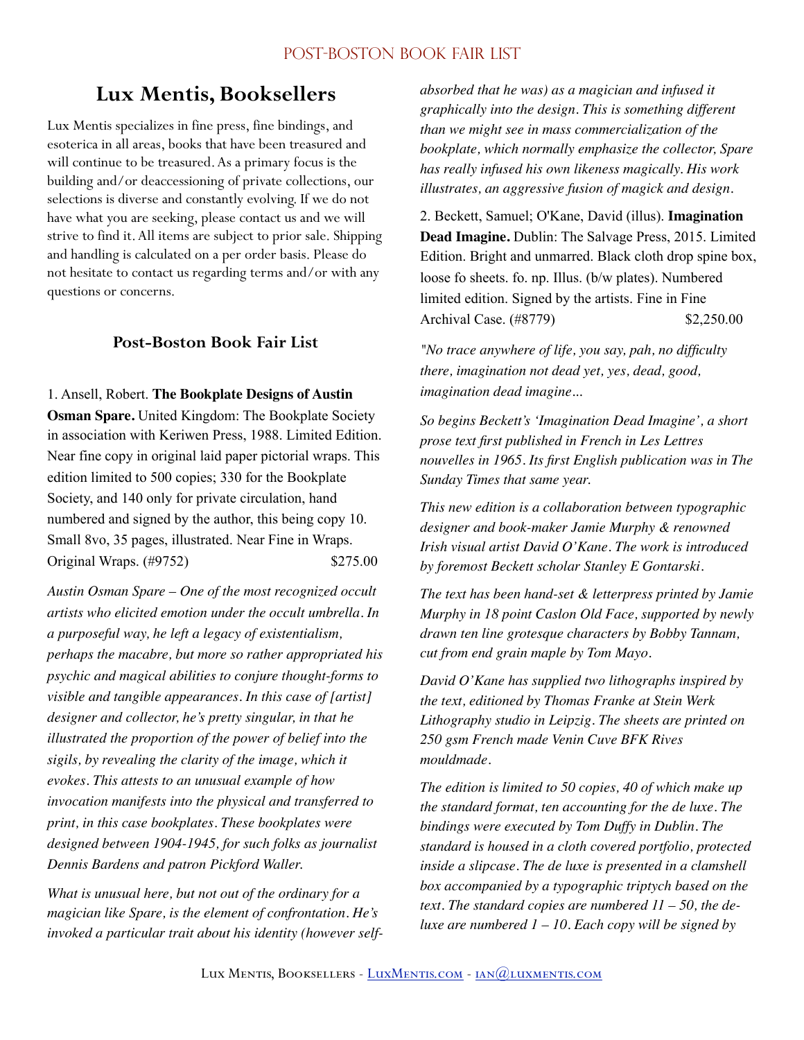# Lux Mentis, Booksellers

Lux Mentis specializes in fine press, fine bindings, and esoterica in all areas, books that have been treasured and will continue to be treasured. As a primary focus is the building and/or deaccessioning of private collections, our selections is diverse and constantly evolving. If we do not have what you are seeking, please contact us and we will strive to find it. All items are subject to prior sale. Shipping and handling is calculated on a per order basis. Please do not hesitate to contact us regarding terms and/or with any questions or concerns.

## Post-Boston Book Fair List

1. Ansell, Robert. **The Bookplate Designs of Austin Osman Spare.** United Kingdom: The Bookplate Society in association with Keriwen Press, 1988. Limited Edition. Near fine copy in original laid paper pictorial wraps. This edition limited to 500 copies; 330 for the Bookplate Society, and 140 only for private circulation, hand numbered and signed by the author, this being copy 10. Small 8vo, 35 pages, illustrated. Near Fine in Wraps. Original Wraps. (#9752) $275.00

*Austin Osman Spare – One of the most recognized occult artists who elicited emotion under the occult umbrella. In a purposeful way, he left a legacy of existentialism, perhaps the macabre, but more so rather appropriated his psychic and magical abilities to conjure thought-forms to visible and tangible appearances. In this case of [artist] designer and collector, he's pretty singular, in that he illustrated the proportion of the power of belief into the sigils, by revealing the clarity of the image, which it evokes. This attests to an unusual example of how invocation manifests into the physical and transferred to print, in this case bookplates. These bookplates were designed between 1904-1945, for such folks as journalist Dennis Bardens and patron Pickford Waller.*

*What is unusual here, but not out of the ordinary for a magician like Spare, is the element of confrontation. He's invoked a particular trait about his identity (however self-absorbed that he was) as a magician and infused it graphically into the design. This is something different than we might see in mass commercialization of the bookplate, which normally emphasize the collector, Spare has really infused his own likeness magically. His work illustrates, an aggressive fusion of magick and design.*

2. Beckett, Samuel; O'Kane, David (illus). **Imagination Dead Imagine.** Dublin: The Salvage Press, 2015. Limited Edition. Bright and unmarred. Black cloth drop spine box, loose fo sheets. fo. np. Illus. (b/w plates). Numbered limited edition. Signed by the artists. Fine in Fine Archival Case. (#8779) $2,250.00

*"No trace anywhere of life, you say, pah, no difficulty there, imagination not dead yet, yes, dead, good, imagination dead imagine...*

*So begins Beckett's 'Imagination Dead Imagine', a short prose text first published in French in Les Lettres nouvelles in 1965. Its first English publication was in The Sunday Times that same year.*

*This new edition is a collaboration between typographic designer and book-maker Jamie Murphy & renowned Irish visual artist David O'Kane. The work is introduced by foremost Beckett scholar Stanley E Gontarski.*

*The text has been hand-set & letterpress printed by Jamie Murphy in 18 point Caslon Old Face, supported by newly drawn ten line grotesque characters by Bobby Tannam, cut from end grain maple by Tom Mayo.*

*David O'Kane has supplied two lithographs inspired by the text, editioned by Thomas Franke at Stein Werk Lithography studio in Leipzig. The sheets are printed on 250 gsm French made Venin Cuve BFK Rives mouldmade.*

*The edition is limited to 50 copies, 40 of which make up the standard format, ten accounting for the de luxe. The bindings were executed by Tom Duffy in Dublin. The standard is housed in a cloth covered portfolio, protected inside a slipcase. The de luxe is presented in a clamshell box accompanied by a typographic triptych based on the text. The standard copies are numbered 11 – 50, the de-luxe are numbered 1 – 10. Each copy will be signed by*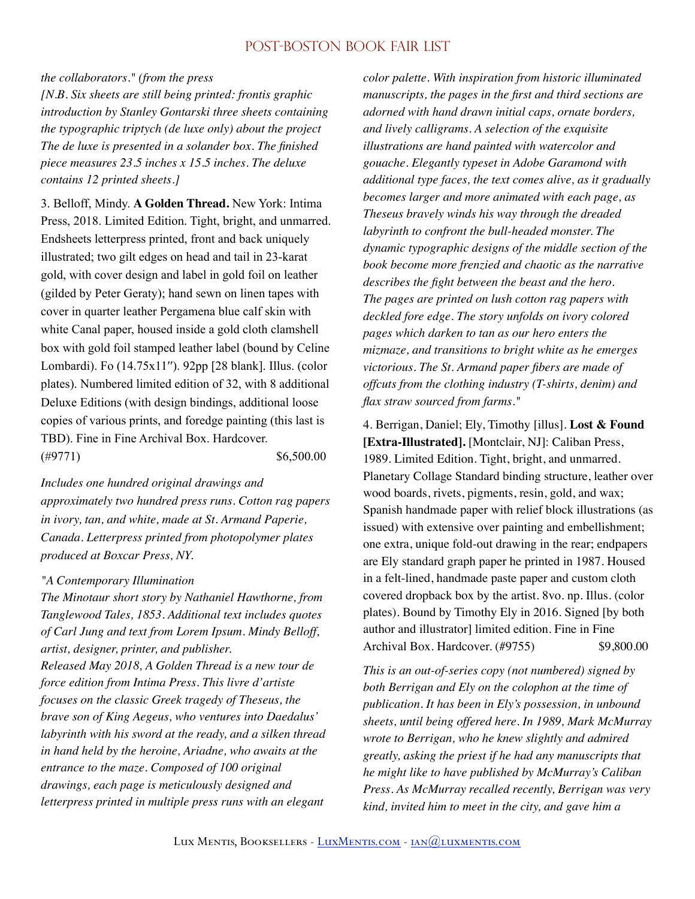*the collaborators." (from the press*

*[N.B. Six sheets are still being printed: frontis graphic introduction by Stanley Gontarski three sheets containing the typographic triptych (de luxe only) about the project The de luxe is presented in a solander box. The finished piece measures 23.5 inches x 15.5 inches. The deluxe contains 12 printed sheets.]*

3. Belloff, Mindy. **A Golden Thread.** New York: Intima Press, 2018. Limited Edition. Tight, bright, and unmarred. Endsheets letterpress printed, front and back uniquely illustrated; two gilt edges on head and tail in 23-karat gold, with cover design and label in gold foil on leather (gilded by Peter Geraty); hand sewn on linen tapes with cover in quarter leather Pergamena blue calf skin with white Canal paper, housed inside a gold cloth clamshell box with gold foil stamped leather label (bound by Celine Lombardi). Fo (14.75x11″). 92pp [28 blank]. Illus. (color plates). Numbered limited edition of 32, with 8 additional Deluxe Editions (with design bindings, additional loose copies of various prints, and foredge painting (this last is TBD). Fine in Fine Archival Box. Hardcover. (#9771) $6,500.00

*Includes one hundred original drawings and approximately two hundred press runs. Cotton rag papers in ivory, tan, and white, made at St. Armand Paperie, Canada. Letterpress printed from photopolymer plates produced at Boxcar Press, NY.*

*"A Contemporary Illumination*
*The Minotaur short story by Nathaniel Hawthorne, from Tanglewood Tales, 1853. Additional text includes quotes of Carl Jung and text from Lorem Ipsum. Mindy Belloff, artist, designer, printer, and publisher.*
*Released May 2018, A Golden Thread is a new tour de force edition from Intima Press. This livre d'artiste focuses on the classic Greek tragedy of Theseus, the brave son of King Aegeus, who ventures into Daedalus' labyrinth with his sword at the ready, and a silken thread in hand held by the heroine, Ariadne, who awaits at the entrance to the maze. Composed of 100 original drawings, each page is meticulously designed and letterpress printed in multiple press runs with an elegant color palette. With inspiration from historic illuminated manuscripts, the pages in the first and third sections are adorned with hand drawn initial caps, ornate borders, and lively calligrams. A selection of the exquisite illustrations are hand painted with watercolor and gouache. Elegantly typeset in Adobe Garamond with additional type faces, the text comes alive, as it gradually becomes larger and more animated with each page, as Theseus bravely winds his way through the dreaded labyrinth to confront the bull-headed monster. The dynamic typographic designs of the middle section of the book become more frenzied and chaotic as the narrative describes the fight between the beast and the hero.*
*The pages are printed on lush cotton rag papers with deckled fore edge. The story unfolds on ivory colored pages which darken to tan as our hero enters the mizmaze, and transitions to bright white as he emerges victorious. The St. Armand paper fibers are made of offcuts from the clothing industry (T-shirts, denim) and flax straw sourced from farms."*

4. Berrigan, Daniel; Ely, Timothy [illus]. **Lost & Found [Extra-Illustrated].** [Montclair, NJ]: Caliban Press, 1989. Limited Edition. Tight, bright, and unmarred. Planetary Collage Standard binding structure, leather over wood boards, rivets, pigments, resin, gold, and wax; Spanish handmade paper with relief block illustrations (as issued) with extensive over painting and embellishment; one extra, unique fold-out drawing in the rear; endpapers are Ely standard graph paper he printed in 1987. Housed in a felt-lined, handmade paste paper and custom cloth covered dropback box by the artist. 8vo. np. Illus. (color plates). Bound by Timothy Ely in 2016. Signed [by both author and illustrator] limited edition. Fine in Fine Archival Box. Hardcover. (#9755) $9,800.00

*This is an out-of-series copy (not numbered) signed by both Berrigan and Ely on the colophon at the time of publication. It has been in Ely's possession, in unbound sheets, until being offered here. In 1989, Mark McMurray wrote to Berrigan, who he knew slightly and admired greatly, asking the priest if he had any manuscripts that he might like to have published by McMurray's Caliban Press. As McMurray recalled recently, Berrigan was very kind, invited him to meet in the city, and gave him a*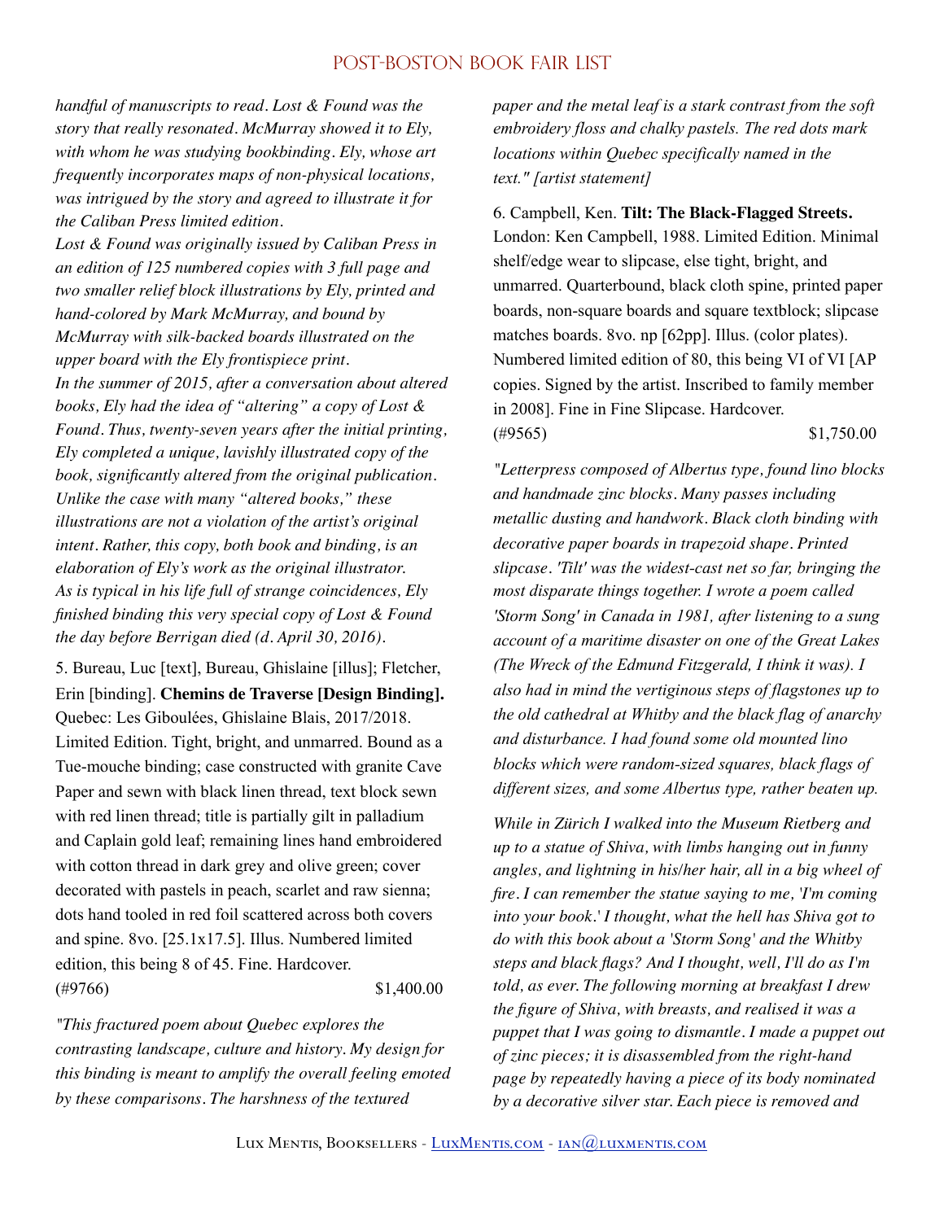*handful of manuscripts to read. Lost & Found was the story that really resonated. McMurray showed it to Ely, with whom he was studying bookbinding. Ely, whose art frequently incorporates maps of non-physical locations, was intrigued by the story and agreed to illustrate it for the Caliban Press limited edition.*

*Lost & Found was originally issued by Caliban Press in an edition of 125 numbered copies with 3 full page and two smaller relief block illustrations by Ely, printed and hand-colored by Mark McMurray, and bound by McMurray with silk-backed boards illustrated on the upper board with the Ely frontispiece print.*

*In the summer of 2015, after a conversation about altered books, Ely had the idea of "altering" a copy of Lost & Found. Thus, twenty-seven years after the initial printing, Ely completed a unique, lavishly illustrated copy of the book, significantly altered from the original publication. Unlike the case with many "altered books," these illustrations are not a violation of the artist's original intent. Rather, this copy, both book and binding, is an elaboration of Ely's work as the original illustrator.*

*As is typical in his life full of strange coincidences, Ely finished binding this very special copy of Lost & Found the day before Berrigan died (d. April 30, 2016).*

5. Bureau, Luc [text], Bureau, Ghislaine [illus]; Fletcher, Erin [binding]. **Chemins de Traverse [Design Binding].** Quebec: Les Giboulées, Ghislaine Blais, 2017/2018. Limited Edition. Tight, bright, and unmarred. Bound as a Tue-mouche binding; case constructed with granite Cave Paper and sewn with black linen thread, text block sewn with red linen thread; title is partially gilt in palladium and Caplain gold leaf; remaining lines hand embroidered with cotton thread in dark grey and olive green; cover decorated with pastels in peach, scarlet and raw sienna; dots hand tooled in red foil scattered across both covers and spine. 8vo. [25.1x17.5]. Illus. Numbered limited edition, this being 8 of 45. Fine. Hardcover.
(#9766) $1,400.00

*"This fractured poem about Quebec explores the contrasting landscape, culture and history. My design for this binding is meant to amplify the overall feeling emoted by these comparisons. The harshness of the textured paper and the metal leaf is a stark contrast from the soft embroidery floss and chalky pastels. The red dots mark locations within Quebec specifically named in the text." [artist statement]*

6. Campbell, Ken. **Tilt: The Black-Flagged Streets.** London: Ken Campbell, 1988. Limited Edition. Minimal shelf/edge wear to slipcase, else tight, bright, and unmarred. Quarterbound, black cloth spine, printed paper boards, non-square boards and square textblock; slipcase matches boards. 8vo. np [62pp]. Illus. (color plates). Numbered limited edition of 80, this being VI of VI [AP copies. Signed by the artist. Inscribed to family member in 2008]. Fine in Fine Slipcase. Hardcover.
(#9565) $1,750.00

*"Letterpress composed of Albertus type, found lino blocks and handmade zinc blocks. Many passes including metallic dusting and handwork. Black cloth binding with decorative paper boards in trapezoid shape. Printed slipcase. 'Tilt' was the widest-cast net so far, bringing the most disparate things together. I wrote a poem called 'Storm Song' in Canada in 1981, after listening to a sung account of a maritime disaster on one of the Great Lakes (The Wreck of the Edmund Fitzgerald, I think it was). I also had in mind the vertiginous steps of flagstones up to the old cathedral at Whitby and the black flag of anarchy and disturbance. I had found some old mounted lino blocks which were random-sized squares, black flags of different sizes, and some Albertus type, rather beaten up.*

*While in Zürich I walked into the Museum Rietberg and up to a statue of Shiva, with limbs hanging out in funny angles, and lightning in his/her hair, all in a big wheel of fire. I can remember the statue saying to me, 'I'm coming into your book.' I thought, what the hell has Shiva got to do with this book about a 'Storm Song' and the Whitby steps and black flags? And I thought, well, I'll do as I'm told, as ever. The following morning at breakfast I drew the figure of Shiva, with breasts, and realised it was a puppet that I was going to dismantle. I made a puppet out of zinc pieces; it is disassembled from the right-hand page by repeatedly having a piece of its body nominated by a decorative silver star. Each piece is removed and*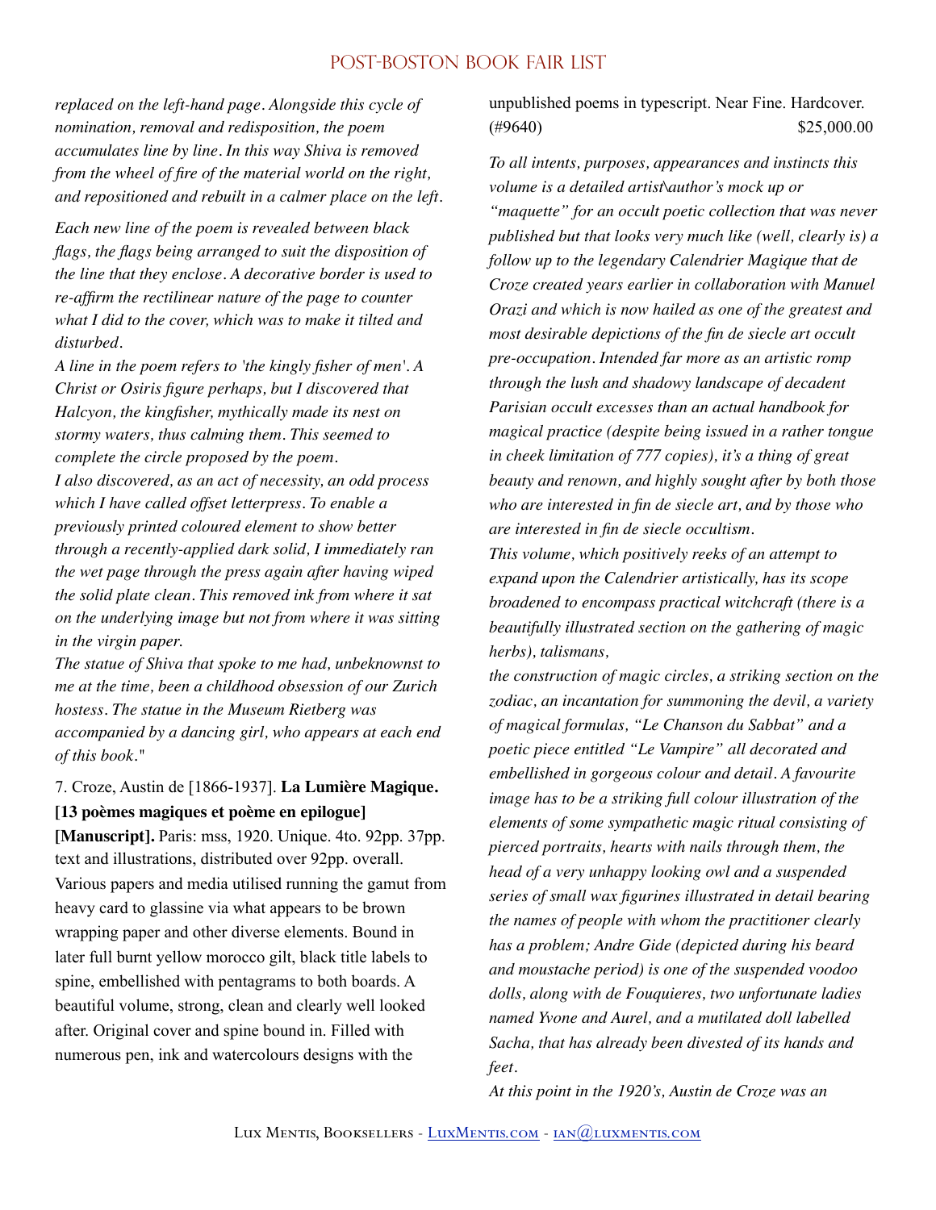*replaced on the left-hand page. Alongside this cycle of nomination, removal and redisposition, the poem accumulates line by line. In this way Shiva is removed from the wheel of fire of the material world on the right, and repositioned and rebuilt in a calmer place on the left.*

*Each new line of the poem is revealed between black flags, the flags being arranged to suit the disposition of the line that they enclose. A decorative border is used to re-affirm the rectilinear nature of the page to counter what I did to the cover, which was to make it tilted and disturbed.*

*A line in the poem refers to 'the kingly fisher of men'. A Christ or Osiris figure perhaps, but I discovered that Halcyon, the kingfisher, mythically made its nest on stormy waters, thus calming them. This seemed to complete the circle proposed by the poem.*

*I also discovered, as an act of necessity, an odd process which I have called offset letterpress. To enable a previously printed coloured element to show better through a recently-applied dark solid, I immediately ran the wet page through the press again after having wiped the solid plate clean. This removed ink from where it sat on the underlying image but not from where it was sitting in the virgin paper.*

*The statue of Shiva that spoke to me had, unbeknownst to me at the time, been a childhood obsession of our Zurich hostess. The statue in the Museum Rietberg was accompanied by a dancing girl, who appears at each end of this book."*

7. Croze, Austin de [1866-1937]. **La Lumière Magique. [13 poèmes magiques et poème en epilogue] [Manuscript].** Paris: mss, 1920. Unique. 4to. 92pp. 37pp. text and illustrations, distributed over 92pp. overall. Various papers and media utilised running the gamut from heavy card to glassine via what appears to be brown wrapping paper and other diverse elements. Bound in later full burnt yellow morocco gilt, black title labels to spine, embellished with pentagrams to both boards. A beautiful volume, strong, clean and clearly well looked after. Original cover and spine bound in. Filled with numerous pen, ink and watercolours designs with the unpublished poems in typescript. Near Fine. Hardcover. (#9640) $25,000.00

*To all intents, purposes, appearances and instincts this volume is a detailed artist\author's mock up or "maquette" for an occult poetic collection that was never published but that looks very much like (well, clearly is) a follow up to the legendary Calendrier Magique that de Croze created years earlier in collaboration with Manuel Orazi and which is now hailed as one of the greatest and most desirable depictions of the fin de siecle art occult pre-occupation. Intended far more as an artistic romp through the lush and shadowy landscape of decadent Parisian occult excesses than an actual handbook for magical practice (despite being issued in a rather tongue in cheek limitation of 777 copies), it's a thing of great beauty and renown, and highly sought after by both those who are interested in fin de siecle art, and by those who are interested in fin de siecle occultism.*

*This volume, which positively reeks of an attempt to expand upon the Calendrier artistically, has its scope broadened to encompass practical witchcraft (there is a beautifully illustrated section on the gathering of magic herbs), talismans, the construction of magic circles, a striking section on the zodiac, an incantation for summoning the devil, a variety of magical formulas, "Le Chanson du Sabbat" and a poetic piece entitled "Le Vampire" all decorated and embellished in gorgeous colour and detail. A favourite image has to be a striking full colour illustration of the elements of some sympathetic magic ritual consisting of pierced portraits, hearts with nails through them, the head of a very unhappy looking owl and a suspended series of small wax figurines illustrated in detail bearing the names of people with whom the practitioner clearly has a problem; Andre Gide (depicted during his beard and moustache period) is one of the suspended voodoo dolls, along with de Fouquieres, two unfortunate ladies named Yvone and Aurel, and a mutilated doll labelled Sacha, that has already been divested of its hands and feet.*

*At this point in the 1920's, Austin de Croze was an*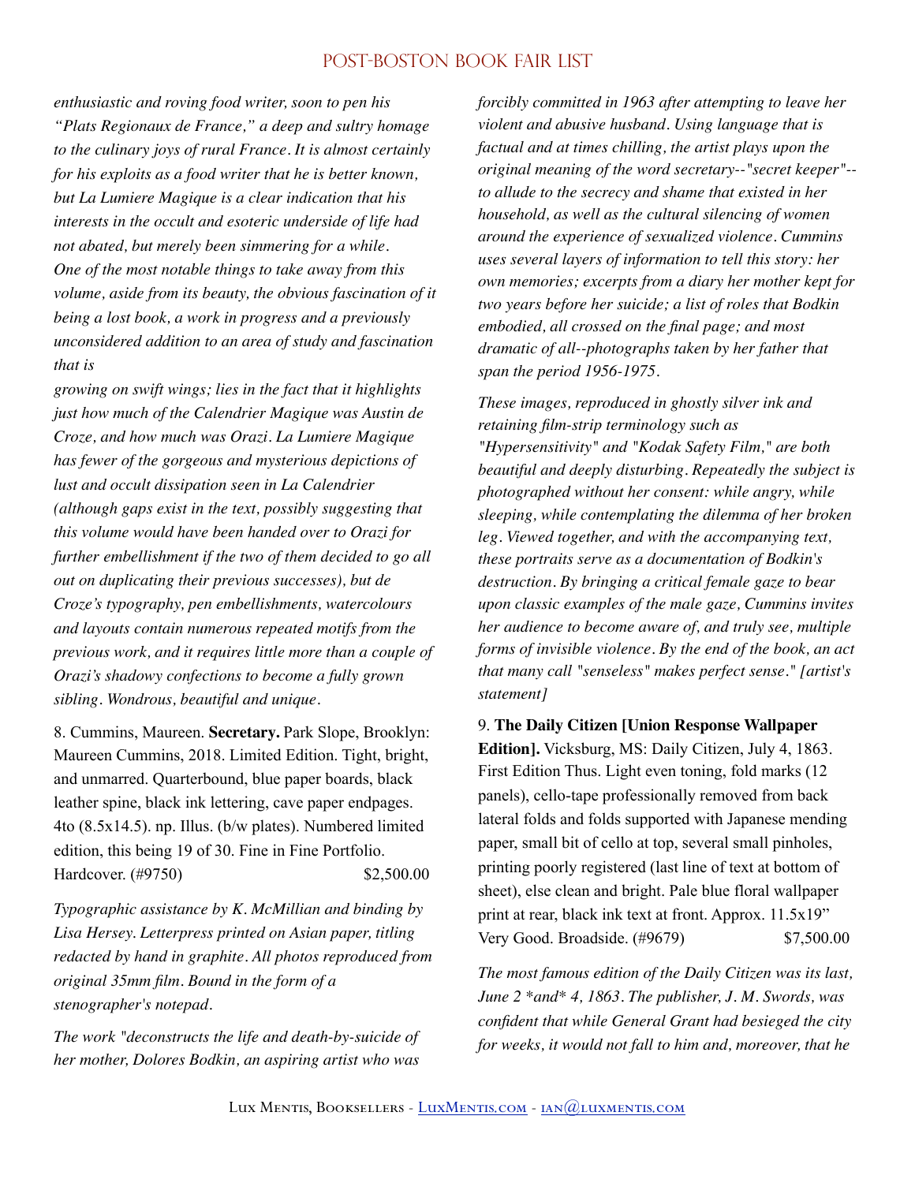*enthusiastic and roving food writer, soon to pen his "Plats Regionaux de France," a deep and sultry homage to the culinary joys of rural France. It is almost certainly for his exploits as a food writer that he is better known, but La Lumiere Magique is a clear indication that his interests in the occult and esoteric underside of life had not abated, but merely been simmering for a while. One of the most notable things to take away from this volume, aside from its beauty, the obvious fascination of it being a lost book, a work in progress and a previously unconsidered addition to an area of study and fascination that is*

*growing on swift wings; lies in the fact that it highlights just how much of the Calendrier Magique was Austin de Croze, and how much was Orazi. La Lumiere Magique has fewer of the gorgeous and mysterious depictions of lust and occult dissipation seen in La Calendrier (although gaps exist in the text, possibly suggesting that this volume would have been handed over to Orazi for further embellishment if the two of them decided to go all out on duplicating their previous successes), but de Croze's typography, pen embellishments, watercolours and layouts contain numerous repeated motifs from the previous work, and it requires little more than a couple of Orazi's shadowy confections to become a fully grown sibling. Wondrous, beautiful and unique.*

8. Cummins, Maureen. **Secretary.** Park Slope, Brooklyn: Maureen Cummins, 2018. Limited Edition. Tight, bright, and unmarred. Quarterbound, blue paper boards, black leather spine, black ink lettering, cave paper endpages. 4to (8.5x14.5). np. Illus. (b/w plates). Numbered limited edition, this being 19 of 30. Fine in Fine Portfolio. Hardcover. (#9750) $2,500.00

*Typographic assistance by K. McMillian and binding by Lisa Hersey. Letterpress printed on Asian paper, titling redacted by hand in graphite. All photos reproduced from original 35mm film. Bound in the form of a stenographer's notepad.*

*The work "deconstructs the life and death-by-suicide of her mother, Dolores Bodkin, an aspiring artist who was forcibly committed in 1963 after attempting to leave her violent and abusive husband. Using language that is factual and at times chilling, the artist plays upon the original meaning of the word secretary--"secret keeper"--to allude to the secrecy and shame that existed in her household, as well as the cultural silencing of women around the experience of sexualized violence. Cummins uses several layers of information to tell this story: her own memories; excerpts from a diary her mother kept for two years before her suicide; a list of roles that Bodkin embodied, all crossed on the final page; and most dramatic of all--photographs taken by her father that span the period 1956-1975.*

*These images, reproduced in ghostly silver ink and retaining film-strip terminology such as "Hypersensitivity" and "Kodak Safety Film," are both beautiful and deeply disturbing. Repeatedly the subject is photographed without her consent: while angry, while sleeping, while contemplating the dilemma of her broken leg. Viewed together, and with the accompanying text, these portraits serve as a documentation of Bodkin's destruction. By bringing a critical female gaze to bear upon classic examples of the male gaze, Cummins invites her audience to become aware of, and truly see, multiple forms of invisible violence. By the end of the book, an act that many call "senseless" makes perfect sense." [artist's statement]*

9. **The Daily Citizen [Union Response Wallpaper Edition].** Vicksburg, MS: Daily Citizen, July 4, 1863. First Edition Thus. Light even toning, fold marks (12 panels), cello-tape professionally removed from back lateral folds and folds supported with Japanese mending paper, small bit of cello at top, several small pinholes, printing poorly registered (last line of text at bottom of sheet), else clean and bright. Pale blue floral wallpaper print at rear, black ink text at front. Approx. 11.5x19" Very Good. Broadside. (#9679) $7,500.00

*The most famous edition of the Daily Citizen was its last, June 2 *and* 4, 1863. The publisher, J. M. Swords, was confident that while General Grant had besieged the city for weeks, it would not fall to him and, moreover, that he*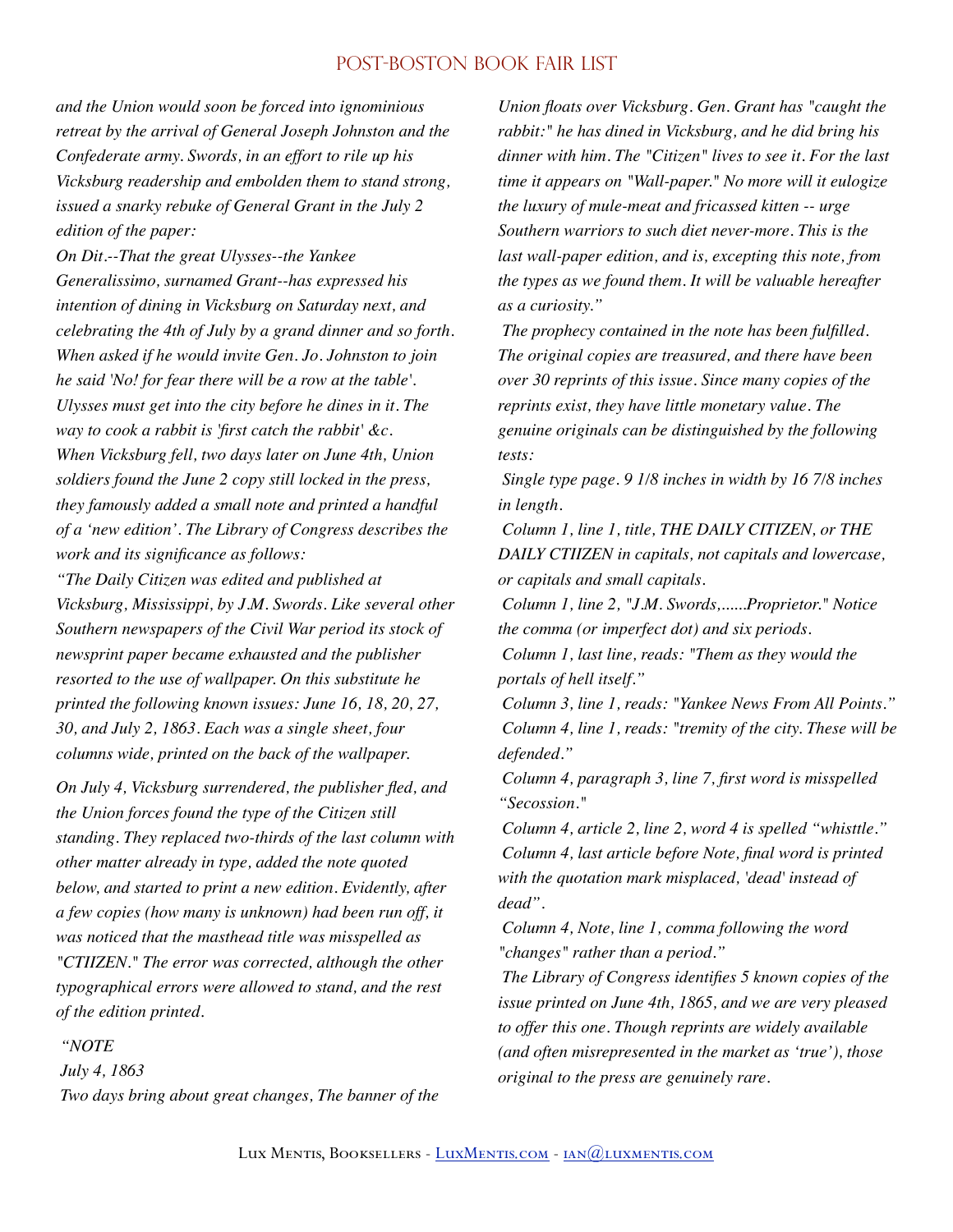*and the Union would soon be forced into ignominious retreat by the arrival of General Joseph Johnston and the Confederate army. Swords, in an effort to rile up his Vicksburg readership and embolden them to stand strong, issued a snarky rebuke of General Grant in the July 2 edition of the paper:*

*On Dit.--That the great Ulysses--the Yankee Generalissimo, surnamed Grant--has expressed his intention of dining in Vicksburg on Saturday next, and celebrating the 4th of July by a grand dinner and so forth. When asked if he would invite Gen. Jo. Johnston to join he said 'No! for fear there will be a row at the table'. Ulysses must get into the city before he dines in it. The way to cook a rabbit is 'first catch the rabbit' &c.*

*When Vicksburg fell, two days later on June 4th, Union soldiers found the June 2 copy still locked in the press, they famously added a small note and printed a handful of a 'new edition'. The Library of Congress describes the work and its significance as follows:*

*"The Daily Citizen was edited and published at Vicksburg, Mississippi, by J.M. Swords. Like several other Southern newspapers of the Civil War period its stock of newsprint paper became exhausted and the publisher resorted to the use of wallpaper. On this substitute he printed the following known issues: June 16, 18, 20, 27, 30, and July 2, 1863. Each was a single sheet, four columns wide, printed on the back of the wallpaper.*

*On July 4, Vicksburg surrendered, the publisher fled, and the Union forces found the type of the Citizen still standing. They replaced two-thirds of the last column with other matter already in type, added the note quoted below, and started to print a new edition. Evidently, after a few copies (how many is unknown) had been run off, it was noticed that the masthead title was misspelled as "CTIIZEN." The error was corrected, although the other typographical errors were allowed to stand, and the rest of the edition printed.*

*"NOTE*

*July 4, 1863*

*Two days bring about great changes, The banner of the Union floats over Vicksburg. Gen. Grant has "caught the rabbit:" he has dined in Vicksburg, and he did bring his dinner with him. The "Citizen" lives to see it. For the last time it appears on "Wall-paper." No more will it eulogize the luxury of mule-meat and fricassed kitten -- urge Southern warriors to such diet never-more. This is the last wall-paper edition, and is, excepting this note, from the types as we found them. It will be valuable hereafter as a curiosity."*

*The prophecy contained in the note has been fulfilled. The original copies are treasured, and there have been over 30 reprints of this issue. Since many copies of the reprints exist, they have little monetary value. The genuine originals can be distinguished by the following tests:*

*Single type page. 9 1/8 inches in width by 16 7/8 inches in length.*

*Column 1, line 1, title, THE DAILY CITIZEN, or THE DAILY CTIIZEN in capitals, not capitals and lowercase, or capitals and small capitals.*

*Column 1, line 2, "J.M. Swords,......Proprietor." Notice the comma (or imperfect dot) and six periods.*

*Column 1, last line, reads: "Them as they would the portals of hell itself."*

*Column 3, line 1, reads: "Yankee News From All Points."*

*Column 4, line 1, reads: "tremity of the city. These will be defended."*

*Column 4, paragraph 3, line 7, first word is misspelled "Secossion."*

*Column 4, article 2, line 2, word 4 is spelled "whisttle."*

*Column 4, last article before Note, final word is printed with the quotation mark misplaced, 'dead' instead of dead".*

*Column 4, Note, line 1, comma following the word "changes" rather than a period."*

*The Library of Congress identifies 5 known copies of the issue printed on June 4th, 1865, and we are very pleased to offer this one. Though reprints are widely available (and often misrepresented in the market as 'true'), those original to the press are genuinely rare.*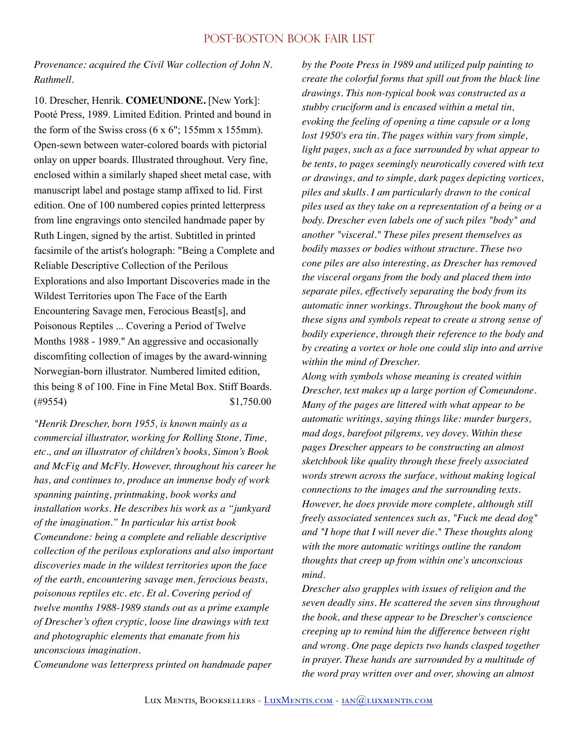*Provenance: acquired the Civil War collection of John N. Rathmell.*

10. Drescher, Henrik. **COMEUNDONE.** [New York]: Pooté Press, 1989. Limited Edition. Printed and bound in the form of the Swiss cross (6 x 6"; 155mm x 155mm). Open-sewn between water-colored boards with pictorial onlay on upper boards. Illustrated throughout. Very fine, enclosed within a similarly shaped sheet metal case, with manuscript label and postage stamp affixed to lid. First edition. One of 100 numbered copies printed letterpress from line engravings onto stenciled handmade paper by Ruth Lingen, signed by the artist. Subtitled in printed facsimile of the artist's holograph: "Being a Complete and Reliable Descriptive Collection of the Perilous Explorations and also Important Discoveries made in the Wildest Territories upon The Face of the Earth Encountering Savage men, Ferocious Beast[s], and Poisonous Reptiles ... Covering a Period of Twelve Months 1988 - 1989." An aggressive and occasionally discomfiting collection of images by the award-winning Norwegian-born illustrator. Numbered limited edition, this being 8 of 100. Fine in Fine Metal Box. Stiff Boards. (#9554) $1,750.00

*"Henrik Drescher, born 1955, is known mainly as a commercial illustrator, working for Rolling Stone, Time, etc., and an illustrator of children's books, Simon's Book and McFig and McFly. However, throughout his career he has, and continues to, produce an immense body of work spanning painting, printmaking, book works and installation works. He describes his work as a "junkyard of the imagination." In particular his artist book Comeundone: being a complete and reliable descriptive collection of the perilous explorations and also important discoveries made in the wildest territories upon the face of the earth, encountering savage men, ferocious beasts, poisonous reptiles etc. etc. Et al. Covering period of twelve months 1988-1989 stands out as a prime example of Drescher's often cryptic, loose line drawings with text and photographic elements that emanate from his unconscious imagination.*

*Comeundone was letterpress printed on handmade paper by the Poote Press in 1989 and utilized pulp painting to create the colorful forms that spill out from the black line drawings. This non-typical book was constructed as a stubby cruciform and is encased within a metal tin, evoking the feeling of opening a time capsule or a long lost 1950's era tin. The pages within vary from simple, light pages, such as a face surrounded by what appear to be tents, to pages seemingly neurotically covered with text or drawings, and to simple, dark pages depicting vortices, piles and skulls. I am particularly drawn to the conical piles used as they take on a representation of a being or a body. Drescher even labels one of such piles "body" and another "visceral." These piles present themselves as bodily masses or bodies without structure. These two cone piles are also interesting, as Drescher has removed the visceral organs from the body and placed them into separate piles, effectively separating the body from its automatic inner workings. Throughout the book many of these signs and symbols repeat to create a strong sense of bodily experience, through their reference to the body and by creating a vortex or hole one could slip into and arrive within the mind of Drescher.*

*Along with symbols whose meaning is created within Drescher, text makes up a large portion of Comeundone. Many of the pages are littered with what appear to be automatic writings, saying things like: murder burgers, mad dogs, barefoot pilgrems, vey dovey. Within these pages Drescher appears to be constructing an almost sketchbook like quality through these freely associated words strewn across the surface, without making logical connections to the images and the surrounding texts. However, he does provide more complete, although still freely associated sentences such as, "Fuck me dead dog" and "I hope that I will never die." These thoughts along with the more automatic writings outline the random thoughts that creep up from within one's unconscious mind.*

*Drescher also grapples with issues of religion and the seven deadly sins. He scattered the seven sins throughout the book, and these appear to be Drescher's conscience creeping up to remind him the difference between right and wrong. One page depicts two hands clasped together in prayer. These hands are surrounded by a multitude of the word pray written over and over, showing an almost*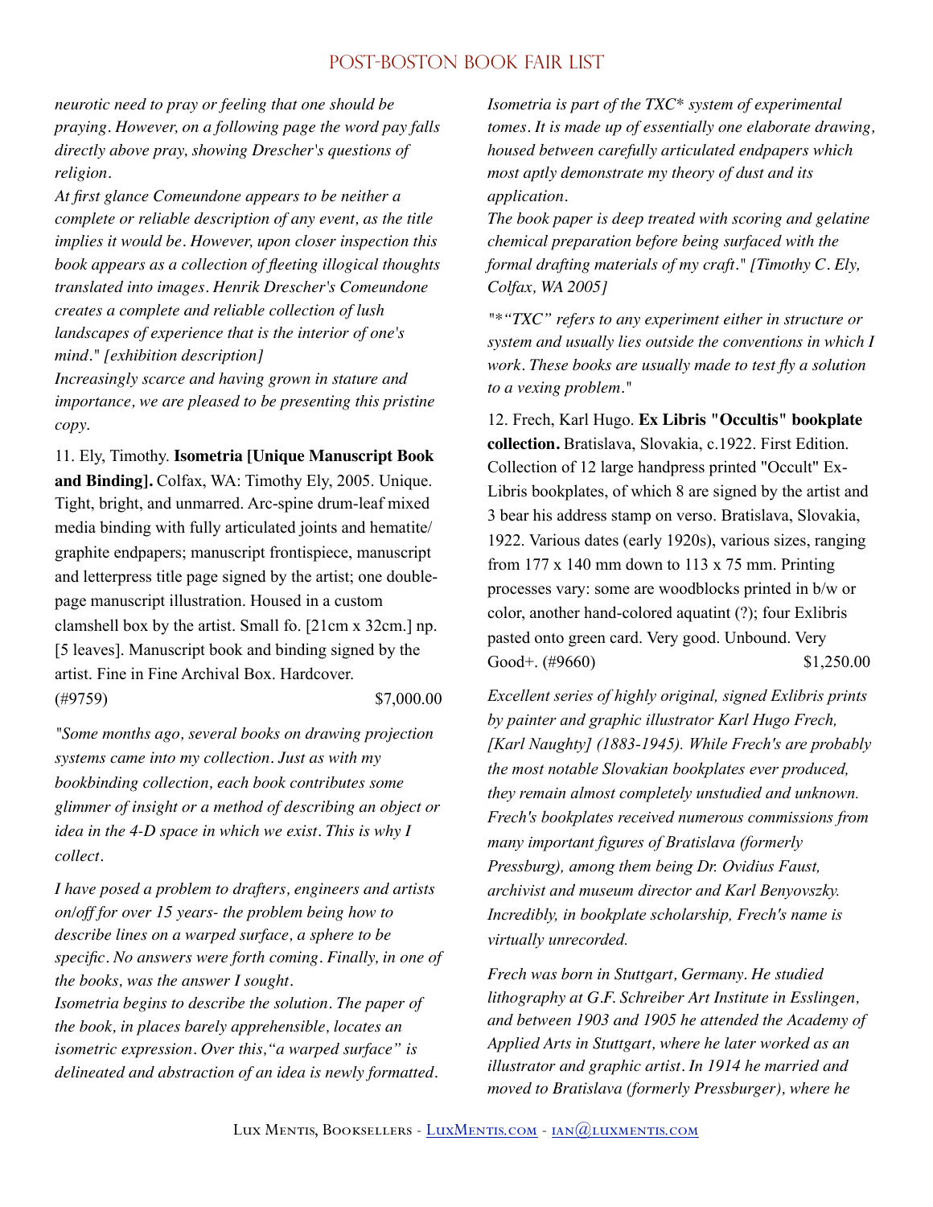*neurotic need to pray or feeling that one should be praying. However, on a following page the word pay falls directly above pray, showing Drescher's questions of religion.*

*At first glance Comeundone appears to be neither a complete or reliable description of any event, as the title implies it would be. However, upon closer inspection this book appears as a collection of fleeting illogical thoughts translated into images. Henrik Drescher's Comeundone creates a complete and reliable collection of lush landscapes of experience that is the interior of one's mind." [exhibition description]*

*Increasingly scarce and having grown in stature and importance, we are pleased to be presenting this pristine copy.*

11. Ely, Timothy. **Isometria [Unique Manuscript Book and Binding].** Colfax, WA: Timothy Ely, 2005. Unique. Tight, bright, and unmarred. Arc-spine drum-leaf mixed media binding with fully articulated joints and hematite/graphite endpapers; manuscript frontispiece, manuscript and letterpress title page signed by the artist; one double-page manuscript illustration. Housed in a custom clamshell box by the artist. Small fo. [21cm x 32cm.] np. [5 leaves]. Manuscript book and binding signed by the artist. Fine in Fine Archival Box. Hardcover. (#9759) $7,000.00

*"Some months ago, several books on drawing projection systems came into my collection. Just as with my bookbinding collection, each book contributes some glimmer of insight or a method of describing an object or idea in the 4-D space in which we exist. This is why I collect.*

*I have posed a problem to drafters, engineers and artists on/off for over 15 years- the problem being how to describe lines on a warped surface, a sphere to be specific. No answers were forth coming. Finally, in one of the books, was the answer I sought.*

*Isometria begins to describe the solution. The paper of the book, in places barely apprehensible, locates an isometric expression. Over this,"a warped surface" is delineated and abstraction of an idea is newly formatted.*

*Isometria is part of the TXC* system of experimental tomes. It is made up of essentially one elaborate drawing, housed between carefully articulated endpapers which most aptly demonstrate my theory of dust and its application.*

*The book paper is deep treated with scoring and gelatine chemical preparation before being surfaced with the formal drafting materials of my craft." [Timothy C. Ely, Colfax, WA 2005]*

*"*"TXC" refers to any experiment either in structure or system and usually lies outside the conventions in which I work. These books are usually made to test fly a solution to a vexing problem."*

12. Frech, Karl Hugo. **Ex Libris "Occultis" bookplate collection.** Bratislava, Slovakia, c.1922. First Edition. Collection of 12 large handpress printed "Occult" Ex-Libris bookplates, of which 8 are signed by the artist and 3 bear his address stamp on verso. Bratislava, Slovakia, 1922. Various dates (early 1920s), various sizes, ranging from 177 x 140 mm down to 113 x 75 mm. Printing processes vary: some are woodblocks printed in b/w or color, another hand-colored aquatint (?); four Exlibris pasted onto green card. Very good. Unbound. Very Good+. (#9660) $1,250.00

*Excellent series of highly original, signed Exlibris prints by painter and graphic illustrator Karl Hugo Frech, [Karl Naughty] (1883-1945). While Frech's are probably the most notable Slovakian bookplates ever produced, they remain almost completely unstudied and unknown. Frech's bookplates received numerous commissions from many important figures of Bratislava (formerly Pressburg), among them being Dr. Ovidius Faust, archivist and museum director and Karl Benyovszky. Incredibly, in bookplate scholarship, Frech's name is virtually unrecorded.*

*Frech was born in Stuttgart, Germany. He studied lithography at G.F. Schreiber Art Institute in Esslingen, and between 1903 and 1905 he attended the Academy of Applied Arts in Stuttgart, where he later worked as an illustrator and graphic artist. In 1914 he married and moved to Bratislava (formerly Pressburger), where he*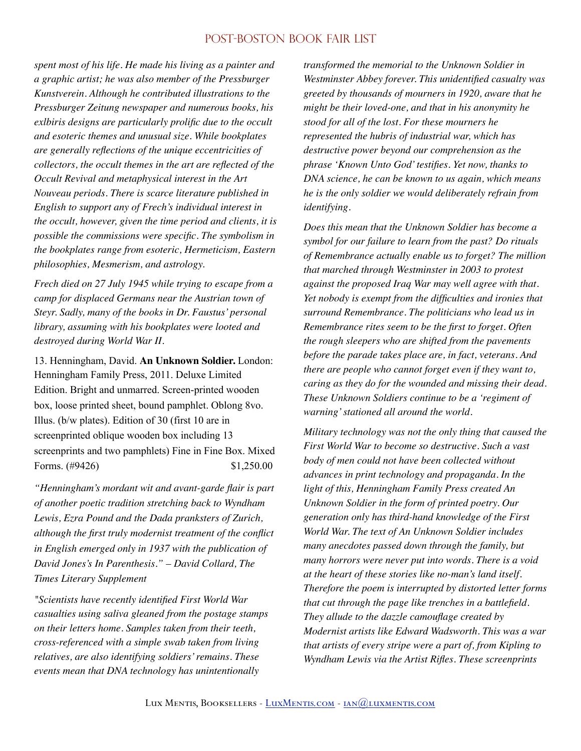*spent most of his life. He made his living as a painter and a graphic artist; he was also member of the Pressburger Kunstverein. Although he contributed illustrations to the Pressburger Zeitung newspaper and numerous books, his exlbiris designs are particularly prolific due to the occult and esoteric themes and unusual size. While bookplates are generally reflections of the unique eccentricities of collectors, the occult themes in the art are reflected of the Occult Revival and metaphysical interest in the Art Nouveau periods. There is scarce literature published in English to support any of Frech's individual interest in the occult, however, given the time period and clients, it is possible the commissions were specific. The symbolism in the bookplates range from esoteric, Hermeticism, Eastern philosophies, Mesmerism, and astrology.*

*Frech died on 27 July 1945 while trying to escape from a camp for displaced Germans near the Austrian town of Steyr. Sadly, many of the books in Dr. Faustus' personal library, assuming with his bookplates were looted and destroyed during World War II.*

13. Henningham, David. **An Unknown Soldier.** London: Henningham Family Press, 2011. Deluxe Limited Edition. Bright and unmarred. Screen-printed wooden box, loose printed sheet, bound pamphlet. Oblong 8vo. Illus. (b/w plates). Edition of 30 (first 10 are in screenprinted oblique wooden box including 13 screenprints and two pamphlets) Fine in Fine Box. Mixed Forms. (#9426) $1,250.00

*"Henningham's mordant wit and avant-garde flair is part of another poetic tradition stretching back to Wyndham Lewis, Ezra Pound and the Dada pranksters of Zurich, although the first truly modernist treatment of the conflict in English emerged only in 1937 with the publication of David Jones's In Parenthesis." – David Collard, The Times Literary Supplement*

*"Scientists have recently identified First World War casualties using saliva gleaned from the postage stamps on their letters home. Samples taken from their teeth, cross-referenced with a simple swab taken from living relatives, are also identifying soldiers' remains. These events mean that DNA technology has unintentionally transformed the memorial to the Unknown Soldier in Westminster Abbey forever. This unidentified casualty was greeted by thousands of mourners in 1920, aware that he might be their loved-one, and that in his anonymity he stood for all of the lost. For these mourners he represented the hubris of industrial war, which has destructive power beyond our comprehension as the phrase 'Known Unto God' testifies. Yet now, thanks to DNA science, he can be known to us again, which means he is the only soldier we would deliberately refrain from identifying.*

*Does this mean that the Unknown Soldier has become a symbol for our failure to learn from the past? Do rituals of Remembrance actually enable us to forget? The million that marched through Westminster in 2003 to protest against the proposed Iraq War may well agree with that. Yet nobody is exempt from the difficulties and ironies that surround Remembrance. The politicians who lead us in Remembrance rites seem to be the first to forget. Often the rough sleepers who are shifted from the pavements before the parade takes place are, in fact, veterans. And there are people who cannot forget even if they want to, caring as they do for the wounded and missing their dead. These Unknown Soldiers continue to be a 'regiment of warning' stationed all around the world.*

*Military technology was not the only thing that caused the First World War to become so destructive. Such a vast body of men could not have been collected without advances in print technology and propaganda. In the light of this, Henningham Family Press created An Unknown Soldier in the form of printed poetry. Our generation only has third-hand knowledge of the First World War. The text of An Unknown Soldier includes many anecdotes passed down through the family, but many horrors were never put into words. There is a void at the heart of these stories like no-man's land itself. Therefore the poem is interrupted by distorted letter forms that cut through the page like trenches in a battlefield. They allude to the dazzle camouflage created by Modernist artists like Edward Wadsworth. This was a war that artists of every stripe were a part of, from Kipling to Wyndham Lewis via the Artist Rifles. These screenprints*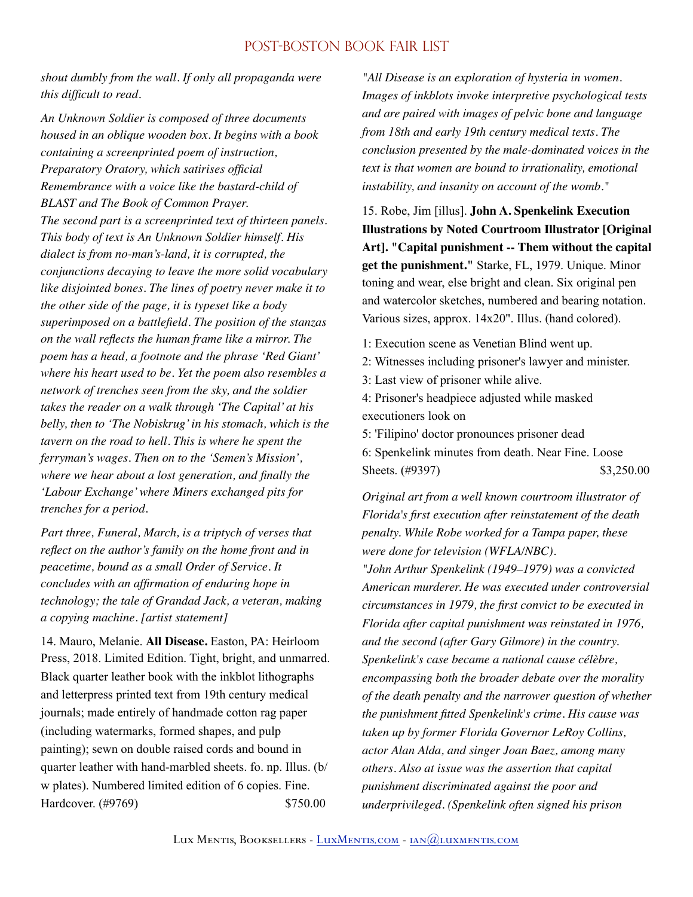*shout dumbly from the wall. If only all propaganda were this difficult to read.*

*An Unknown Soldier is composed of three documents housed in an oblique wooden box. It begins with a book containing a screenprinted poem of instruction, Preparatory Oratory, which satirises official Remembrance with a voice like the bastard-child of BLAST and The Book of Common Prayer.*
*The second part is a screenprinted text of thirteen panels. This body of text is An Unknown Soldier himself. His dialect is from no-man's-land, it is corrupted, the conjunctions decaying to leave the more solid vocabulary like disjointed bones. The lines of poetry never make it to the other side of the page, it is typeset like a body superimposed on a battlefield. The position of the stanzas on the wall reflects the human frame like a mirror. The poem has a head, a footnote and the phrase 'Red Giant' where his heart used to be. Yet the poem also resembles a network of trenches seen from the sky, and the soldier takes the reader on a walk through 'The Capital' at his belly, then to 'The Nobiskrug' in his stomach, which is the tavern on the road to hell. This is where he spent the ferryman's wages. Then on to the 'Semen's Mission', where we hear about a lost generation, and finally the 'Labour Exchange' where Miners exchanged pits for trenches for a period.*

*Part three, Funeral, March, is a triptych of verses that reflect on the author's family on the home front and in peacetime, bound as a small Order of Service. It concludes with an affirmation of enduring hope in technology; the tale of Grandad Jack, a veteran, making a copying machine. [artist statement]*

14. Mauro, Melanie. **All Disease.** Easton, PA: Heirloom Press, 2018. Limited Edition. Tight, bright, and unmarred. Black quarter leather book with the inkblot lithographs and letterpress printed text from 19th century medical journals; made entirely of handmade cotton rag paper (including watermarks, formed shapes, and pulp painting); sewn on double raised cords and bound in quarter leather with hand-marbled sheets. fo. np. Illus. (b/w plates). Numbered limited edition of 6 copies. Fine. Hardcover. (#9769) $750.00

*"All Disease is an exploration of hysteria in women. Images of inkblots invoke interpretive psychological tests and are paired with images of pelvic bone and language from 18th and early 19th century medical texts. The conclusion presented by the male-dominated voices in the text is that women are bound to irrationality, emotional instability, and insanity on account of the womb."*

15. Robe, Jim [illus]. **John A. Spenkelink Execution Illustrations by Noted Courtroom Illustrator [Original Art]. "Capital punishment -- Them without the capital get the punishment."** Starke, FL, 1979. Unique. Minor toning and wear, else bright and clean. Six original pen and watercolor sketches, numbered and bearing notation. Various sizes, approx. 14x20". Illus. (hand colored).

1: Execution scene as Venetian Blind went up.
2: Witnesses including prisoner's lawyer and minister.
3: Last view of prisoner while alive.
4: Prisoner's headpiece adjusted while masked executioners look on
5: 'Filipino' doctor pronounces prisoner dead
6: Spenkelink minutes from death. Near Fine. Loose Sheets. (#9397) $3,250.00

*Original art from a well known courtroom illustrator of Florida's first execution after reinstatement of the death penalty. While Robe worked for a Tampa paper, these were done for television (WFLA/NBC).*
*"John Arthur Spenkelink (1949–1979) was a convicted American murderer. He was executed under controversial circumstances in 1979, the first convict to be executed in Florida after capital punishment was reinstated in 1976, and the second (after Gary Gilmore) in the country. Spenkelink's case became a national cause célèbre, encompassing both the broader debate over the morality of the death penalty and the narrower question of whether the punishment fitted Spenkelink's crime. His cause was taken up by former Florida Governor LeRoy Collins, actor Alan Alda, and singer Joan Baez, among many others. Also at issue was the assertion that capital punishment discriminated against the poor and underprivileged. (Spenkelink often signed his prison*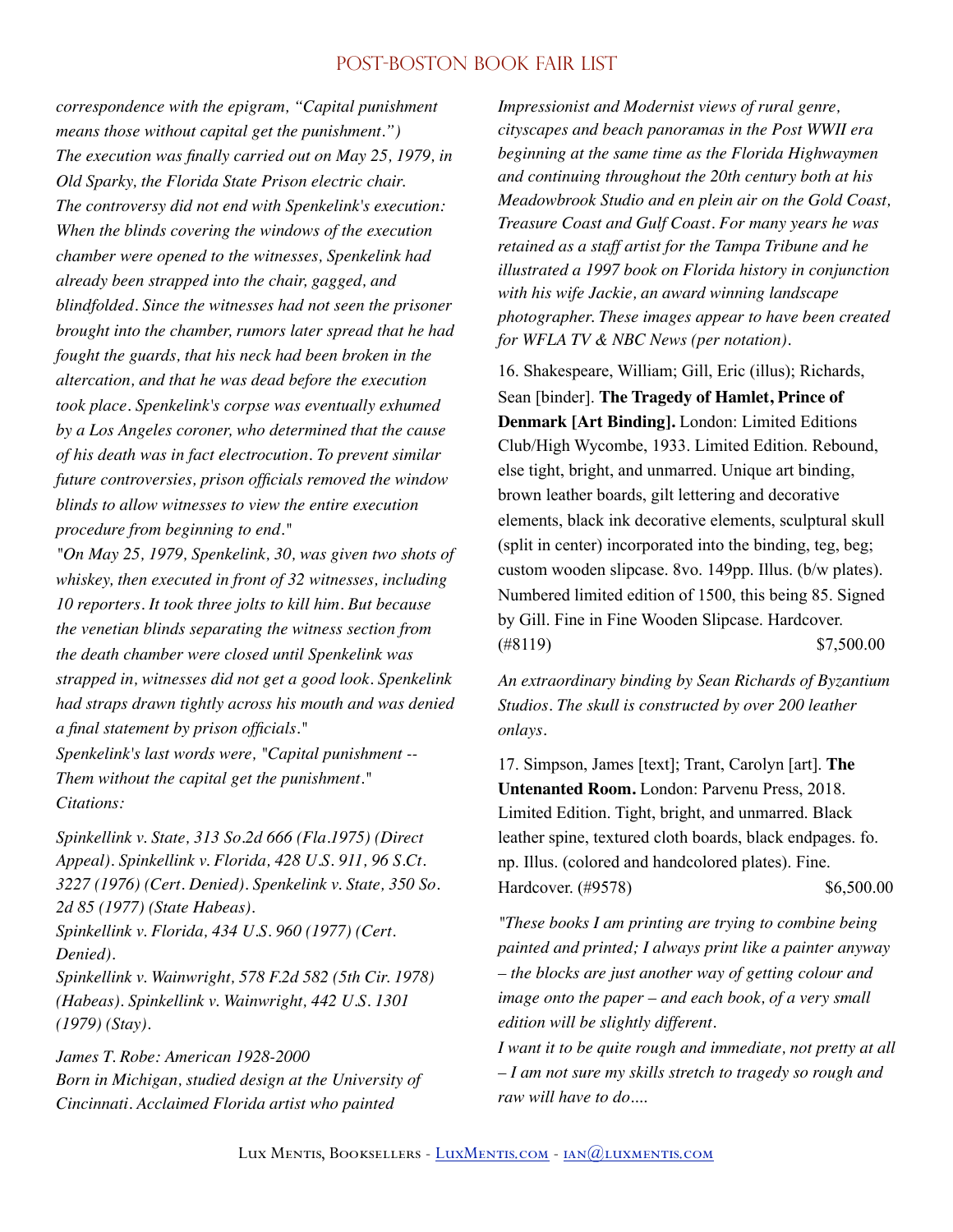*correspondence with the epigram, "Capital punishment means those without capital get the punishment.")*
*The execution was finally carried out on May 25, 1979, in Old Sparky, the Florida State Prison electric chair.*
*The controversy did not end with Spenkelink's execution: When the blinds covering the windows of the execution chamber were opened to the witnesses, Spenkelink had already been strapped into the chair, gagged, and blindfolded. Since the witnesses had not seen the prisoner brought into the chamber, rumors later spread that he had fought the guards, that his neck had been broken in the altercation, and that he was dead before the execution took place. Spenkelink's corpse was eventually exhumed by a Los Angeles coroner, who determined that the cause of his death was in fact electrocution. To prevent similar future controversies, prison officials removed the window blinds to allow witnesses to view the entire execution procedure from beginning to end."*
*"On May 25, 1979, Spenkelink, 30, was given two shots of whiskey, then executed in front of 32 witnesses, including 10 reporters. It took three jolts to kill him. But because the venetian blinds separating the witness section from the death chamber were closed until Spenkelink was strapped in, witnesses did not get a good look. Spenkelink had straps drawn tightly across his mouth and was denied a final statement by prison officials."*
*Spenkelink's last words were, "Capital punishment -- Them without the capital get the punishment."*
*Citations:*

*Spinkellink v. State, 313 So.2d 666 (Fla.1975) (Direct Appeal). Spinkellink v. Florida, 428 U.S. 911, 96 S.Ct. 3227 (1976) (Cert. Denied). Spenkelink v. State, 350 So. 2d 85 (1977) (State Habeas).*
*Spinkellink v. Florida, 434 U.S. 960 (1977) (Cert. Denied).*
*Spinkellink v. Wainwright, 578 F.2d 582 (5th Cir. 1978) (Habeas). Spinkellink v. Wainwright, 442 U.S. 1301 (1979) (Stay).*

*James T. Robe: American 1928-2000*
*Born in Michigan, studied design at the University of Cincinnati. Acclaimed Florida artist who painted Impressionist and Modernist views of rural genre, cityscapes and beach panoramas in the Post WWII era beginning at the same time as the Florida Highwaymen and continuing throughout the 20th century both at his Meadowbrook Studio and en plein air on the Gold Coast, Treasure Coast and Gulf Coast. For many years he was retained as a staff artist for the Tampa Tribune and he illustrated a 1997 book on Florida history in conjunction with his wife Jackie, an award winning landscape photographer. These images appear to have been created for WFLA TV & NBC News (per notation).*

16. Shakespeare, William; Gill, Eric (illus); Richards, Sean [binder]. **The Tragedy of Hamlet, Prince of Denmark [Art Binding].** London: Limited Editions Club/High Wycombe, 1933. Limited Edition. Rebound, else tight, bright, and unmarred. Unique art binding, brown leather boards, gilt lettering and decorative elements, black ink decorative elements, sculptural skull (split in center) incorporated into the binding, teg, beg; custom wooden slipcase. 8vo. 149pp. Illus. (b/w plates). Numbered limited edition of 1500, this being 85. Signed by Gill. Fine in Fine Wooden Slipcase. Hardcover. (#8119) $7,500.00

*An extraordinary binding by Sean Richards of Byzantium Studios. The skull is constructed by over 200 leather onlays.*

17. Simpson, James [text]; Trant, Carolyn [art]. **The Untenanted Room.** London: Parvenu Press, 2018. Limited Edition. Tight, bright, and unmarred. Black leather spine, textured cloth boards, black endpages. fo. np. Illus. (colored and handcolored plates). Fine. Hardcover. (#9578) $6,500.00

*"These books I am printing are trying to combine being painted and printed; I always print like a painter anyway – the blocks are just another way of getting colour and image onto the paper – and each book, of a very small edition will be slightly different.*
*I want it to be quite rough and immediate, not pretty at all – I am not sure my skills stretch to tragedy so rough and raw will have to do....*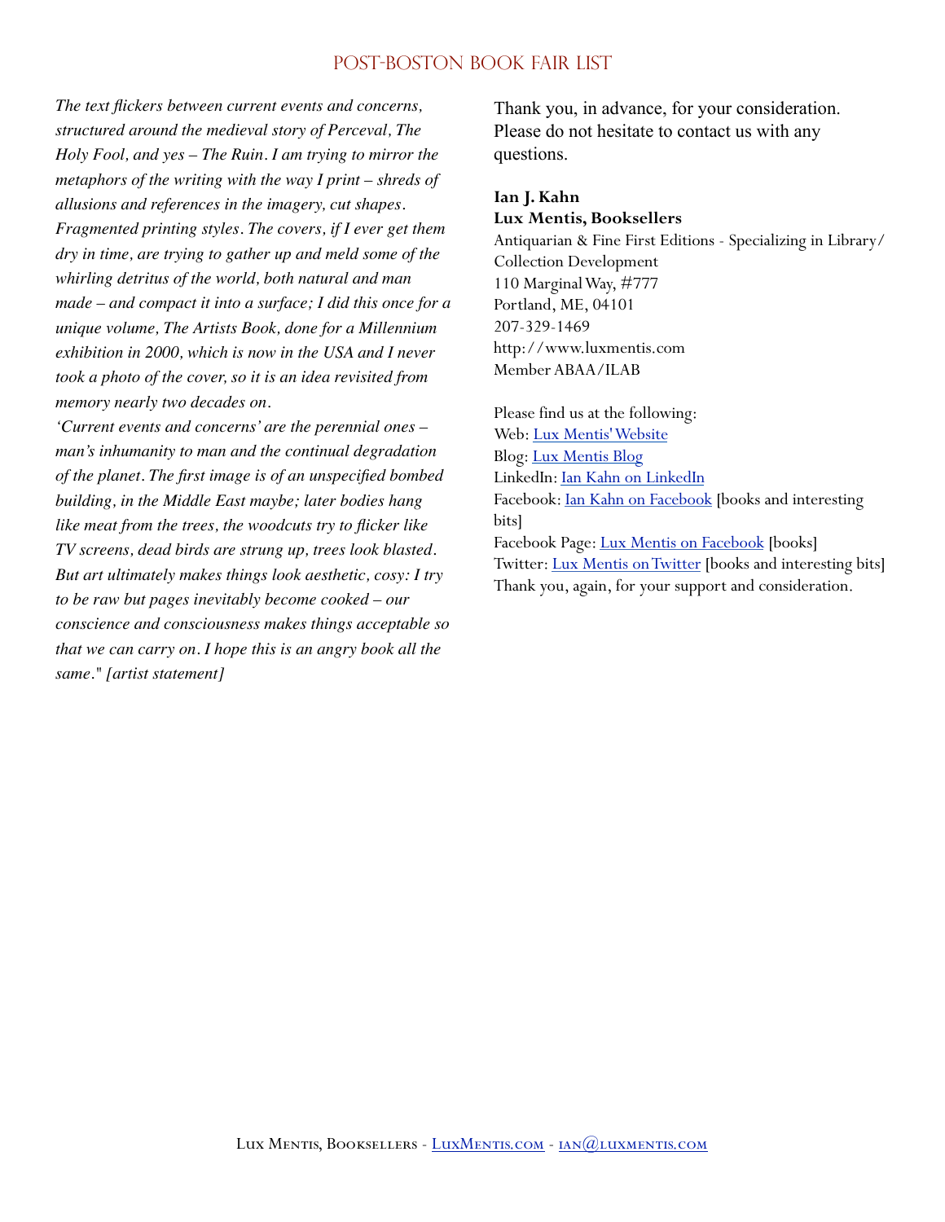*The text flickers between current events and concerns, structured around the medieval story of Perceval, The Holy Fool, and yes – The Ruin. I am trying to mirror the metaphors of the writing with the way I print – shreds of allusions and references in the imagery, cut shapes. Fragmented printing styles. The covers, if I ever get them dry in time, are trying to gather up and meld some of the whirling detritus of the world, both natural and man made – and compact it into a surface; I did this once for a unique volume, The Artists Book, done for a Millennium exhibition in 2000, which is now in the USA and I never took a photo of the cover, so it is an idea revisited from memory nearly two decades on.*
*'Current events and concerns' are the perennial ones – man's inhumanity to man and the continual degradation of the planet. The first image is of an unspecified bombed building, in the Middle East maybe; later bodies hang like meat from the trees, the woodcuts try to flicker like TV screens, dead birds are strung up, trees look blasted. But art ultimately makes things look aesthetic, cosy: I try to be raw but pages inevitably become cooked – our conscience and consciousness makes things acceptable so that we can carry on. I hope this is an angry book all the same." [artist statement]*

Thank you, in advance, for your consideration. Please do not hesitate to contact us with any questions.

**Ian J. Kahn**
**Lux Mentis, Booksellers**
Antiquarian & Fine First Editions - Specializing in Library/ Collection Development
110 Marginal Way, #777
Portland, ME, 04101
207-329-1469
http://www.luxmentis.com
Member ABAA/ILAB

Please find us at the following:
Web: Lux Mentis' Website
Blog: Lux Mentis Blog
LinkedIn: Ian Kahn on LinkedIn
Facebook: Ian Kahn on Facebook [books and interesting bits]
Facebook Page: Lux Mentis on Facebook [books]
Twitter: Lux Mentis on Twitter [books and interesting bits]
Thank you, again, for your support and consideration.